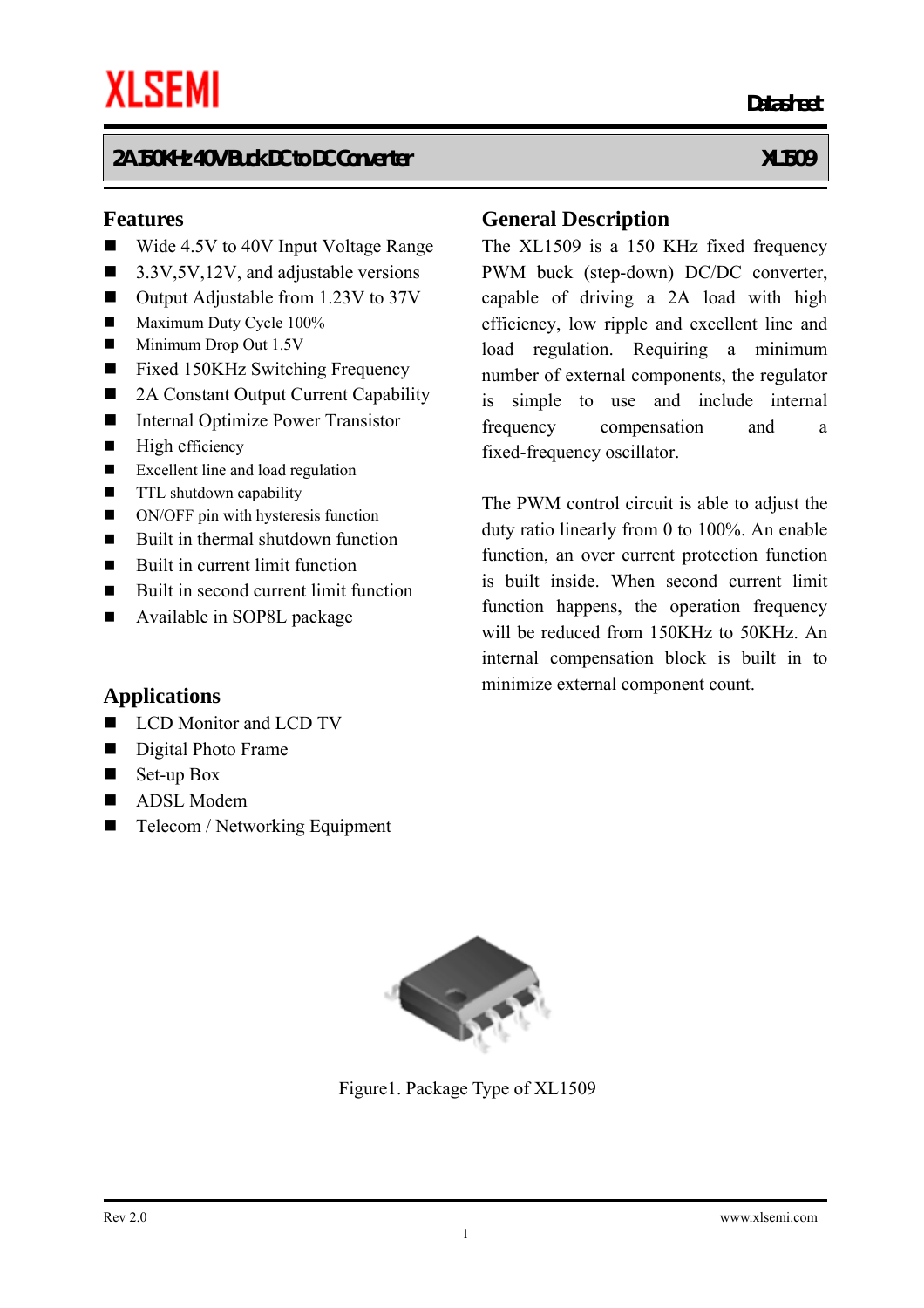XLSEMI

Datasheet

## 2A 150KHz 40V Buck DC to DC Converter — XL1509

## Features

- Wide 4.5V to 40V Input Voltage Range
- 3.3V,5V,12V, and adjustable versions
- Output Adjustable from 1.23V to 37V
- Maximum Duty Cycle 100%
- Minimum Drop Out 1.5V
- Fixed 150KHz Switching Frequency
- 2A Constant Output Current Capability
- Internal Optimize Power Transistor
- High efficiency
- Excellent line and load regulation
- TTL shutdown capability
- ON/OFF pin with hysteresis function
- Built in thermal shutdown function
- Built in current limit function
- Built in second current limit function
- Available in SOP8L package

## Applications

- LCD Monitor and LCD TV
- Digital Photo Frame
- Set-up Box
- ADSL Modem
- Telecom / Networking Equipment

## General Description

The XL1509 is a 150 KHz fixed frequency PWM buck (step-down) DC/DC converter, capable of driving a 2A load with high efficiency, low ripple and excellent line and load regulation. Requiring a minimum number of external components, the regulator is simple to use and include internal frequency compensation and a fixed-frequency oscillator.

The PWM control circuit is able to adjust the duty ratio linearly from 0 to 100%. An enable function, an over current protection function is built inside. When second current limit function happens, the operation frequency will be reduced from 150KHz to 50KHz. An internal compensation block is built in to minimize external component count.

Figure1. Package Type of XL1509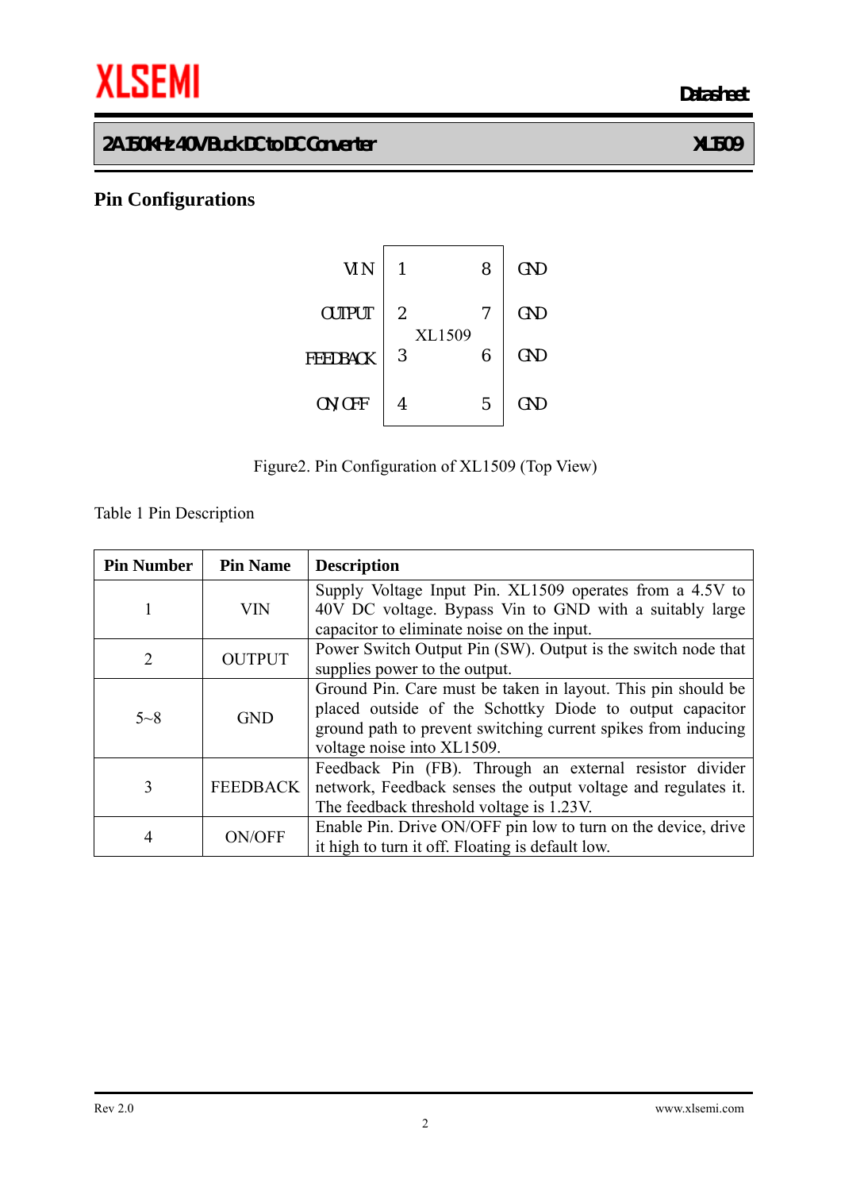## Pin Configurations

| | | | |
|---|---|---|---|
| VIN | 1 | 8 | GND |
| OUTPUT | 2 | 7 | GND |
| FEEDBACK | 3 | 6 | GND |
| ON/OFF | 4 | 5 | GND |

XL1509

Figure2. Pin Configuration of XL1509 (Top View)

Table 1 Pin Description

| Pin Number | Pin Name | Description |
|---|---|---|
| 1 | VIN | Supply Voltage Input Pin. XL1509 operates from a 4.5V to 40V DC voltage. Bypass Vin to GND with a suitably large capacitor to eliminate noise on the input. |
| 2 | OUTPUT | Power Switch Output Pin (SW). Output is the switch node that supplies power to the output. |
| 5~8 | GND | Ground Pin. Care must be taken in layout. This pin should be placed outside of the Schottky Diode to output capacitor ground path to prevent switching current spikes from inducing voltage noise into XL1509. |
| 3 | FEEDBACK | Feedback Pin (FB). Through an external resistor divider network, Feedback senses the output voltage and regulates it. The feedback threshold voltage is 1.23V. |
| 4 | ON/OFF | Enable Pin. Drive ON/OFF pin low to turn on the device, drive it high to turn it off. Floating is default low. |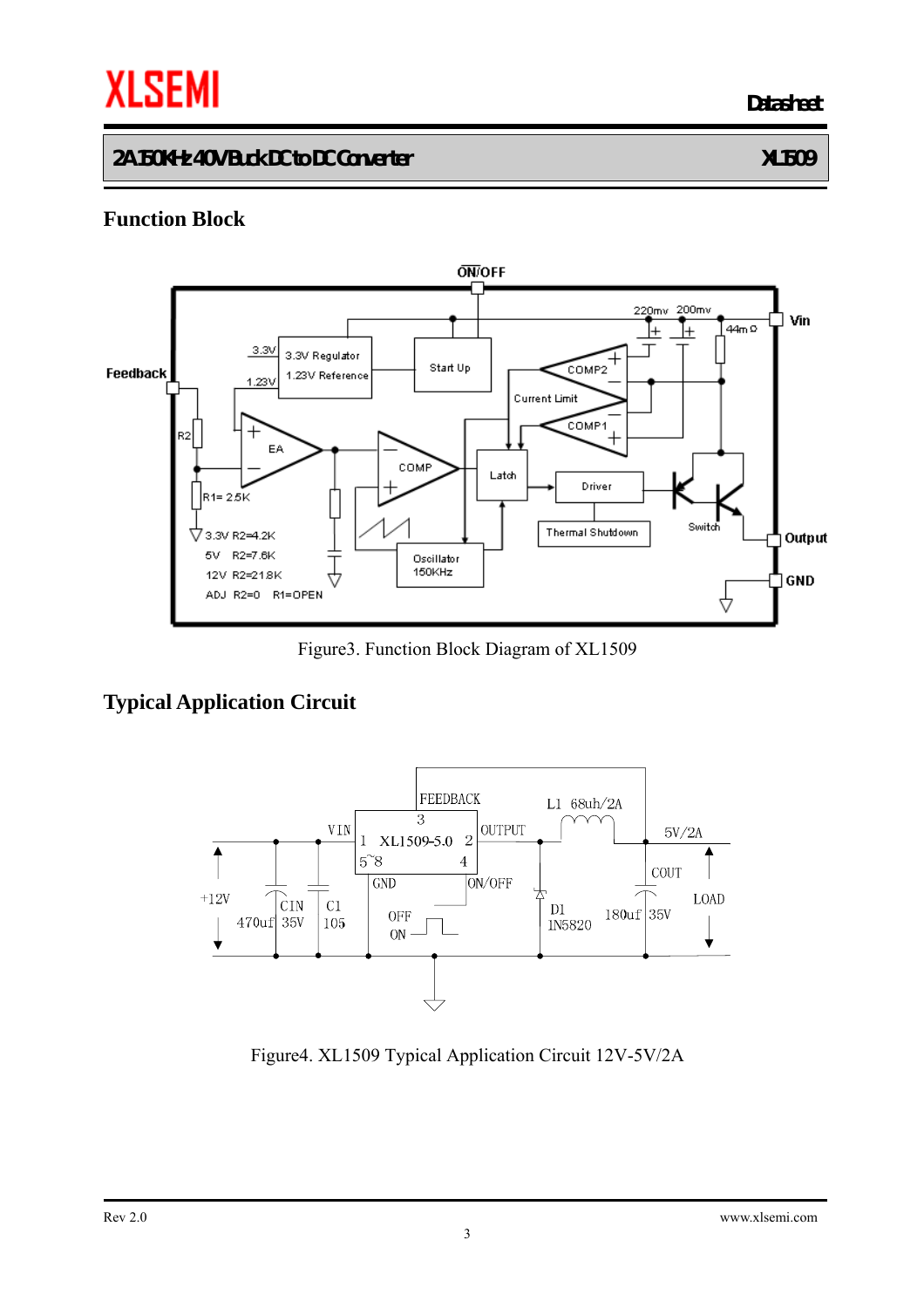## Function Block

Figure3. Function Block Diagram of XL1509

## Typical Application Circuit

Figure4. XL1509 Typical Application Circuit 12V-5V/2A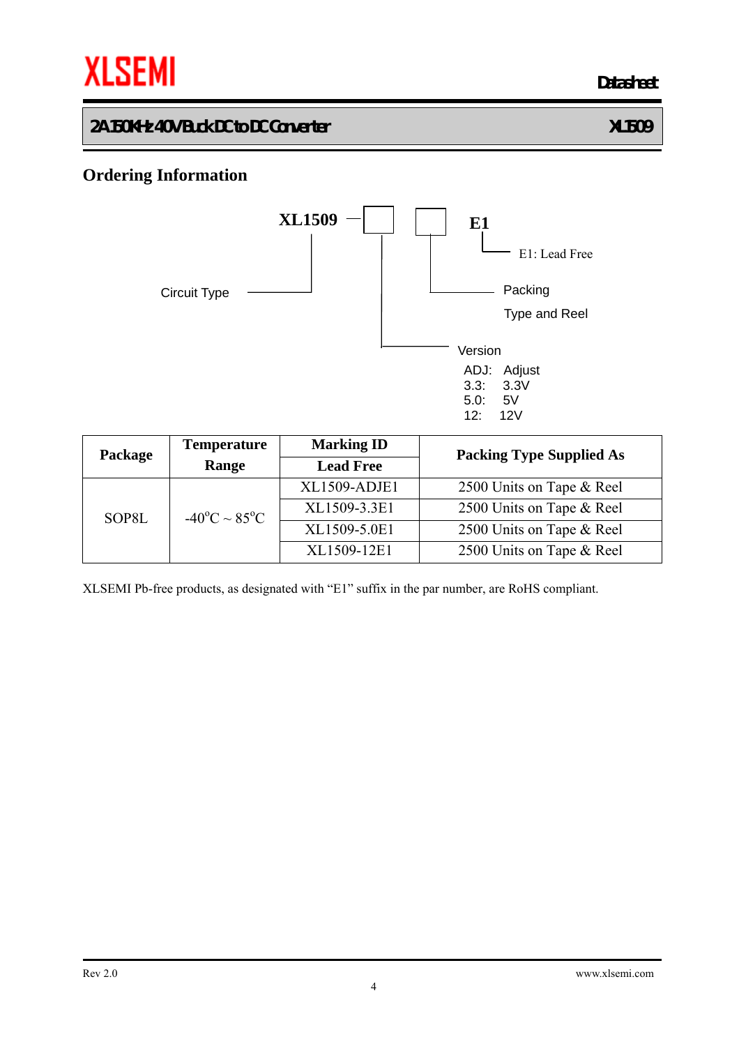## Ordering Information

XL1509 — [ ] [ ] E1

- Circuit Type: XL1509
- Version:
  - ADJ: Adjust
  - 3.3: 3.3V
  - 5.0: 5V
  - 12: 12V
- Packing: Type and Reel
- E1: Lead Free

| Package | Temperature Range | Marking ID | Packing Type Supplied As |
|---|---|---|---|
| | | Lead Free | |
| SOP8L | -40$^o$C ~ 85$^o$C | XL1509-ADJE1 | 2500 Units on Tape & Reel |
| | | XL1509-3.3E1 | 2500 Units on Tape & Reel |
| | | XL1509-5.0E1 | 2500 Units on Tape & Reel |
| | | XL1509-12E1 | 2500 Units on Tape & Reel |

XLSEMI Pb-free products, as designated with "E1" suffix in the par number, are RoHS compliant.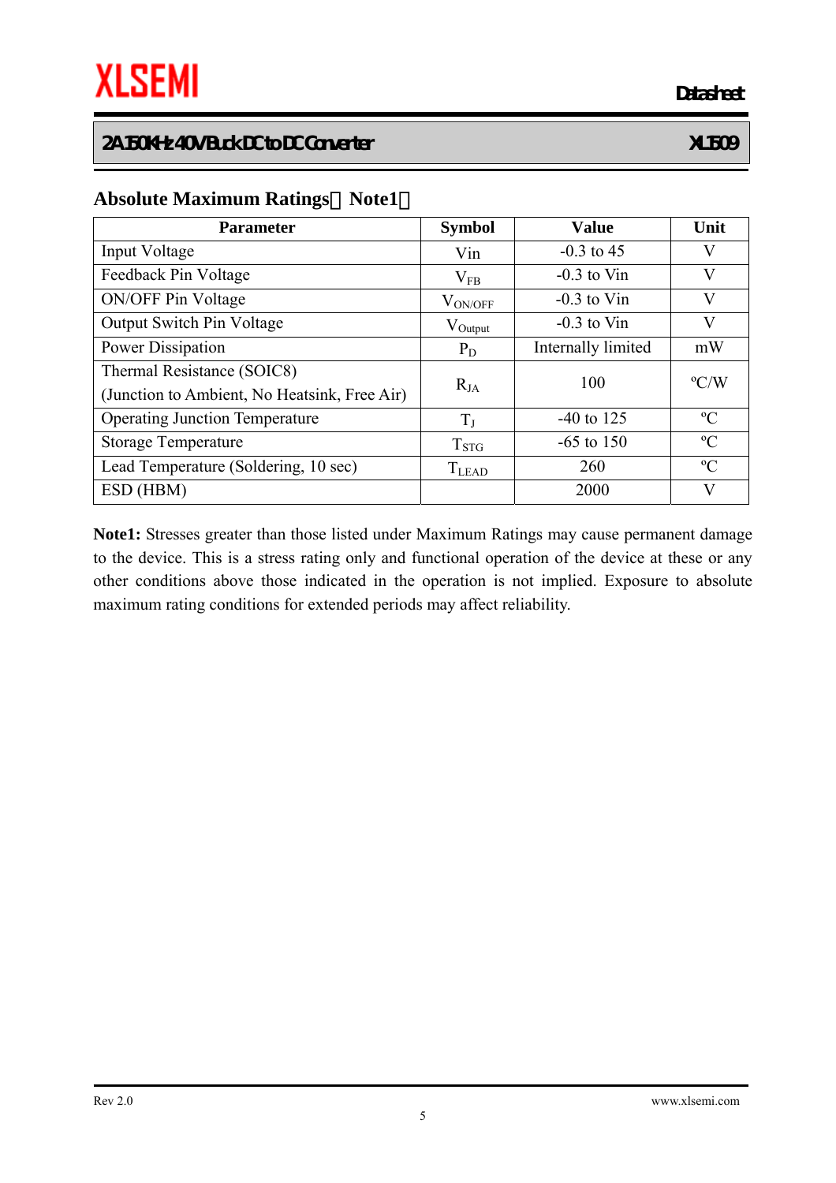## Absolute Maximum Ratings（Note1）

| Parameter | Symbol | Value | Unit |
|---|---|---|---|
| Input Voltage | Vin | -0.3 to 45 | V |
| Feedback Pin Voltage | $V_{FB}$ | -0.3 to Vin | V |
| ON/OFF Pin Voltage | $V_{ON/OFF}$ | -0.3 to Vin | V |
| Output Switch Pin Voltage | $V_{Output}$ | -0.3 to Vin | V |
| Power Dissipation | $P_D$ | Internally limited | mW |
| Thermal Resistance (SOIC8)<br>(Junction to Ambient, No Heatsink, Free Air) | $R_{JA}$ | 100 | ºC/W |
| Operating Junction Temperature | $T_J$ | -40 to 125 | ºC |
| Storage Temperature | $T_{STG}$ | -65 to 150 | ºC |
| Lead Temperature (Soldering, 10 sec) | $T_{LEAD}$ | 260 | ºC |
| ESD (HBM) | | 2000 | V |

**Note1:** Stresses greater than those listed under Maximum Ratings may cause permanent damage to the device. This is a stress rating only and functional operation of the device at these or any other conditions above those indicated in the operation is not implied. Exposure to absolute maximum rating conditions for extended periods may affect reliability.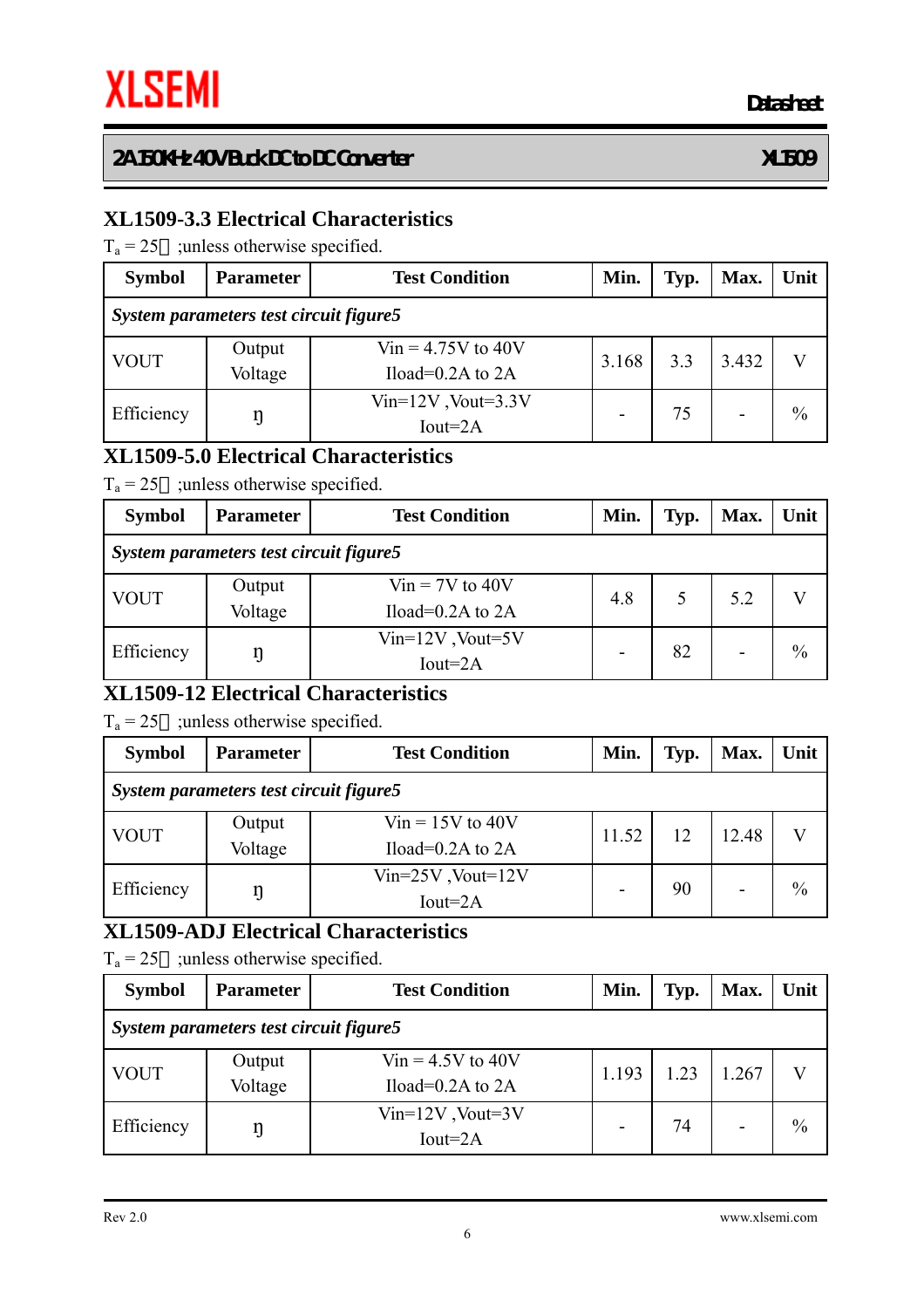## XL1509-3.3 Electrical Characteristics

$T_a$ = 25 ;unless otherwise specified.

| Symbol | Parameter | Test Condition | Min. | Typ. | Max. | Unit |
|---|---|---|---|---|---|---|
| *System parameters test circuit figure5* | | | | | | |
| VOUT | Output Voltage | Vin = 4.75V to 40V Iload=0.2A to 2A | 3.168 | 3.3 | 3.432 | V |
| Efficiency | ŋ | Vin=12V ,Vout=3.3V Iout=2A | - | 75 | - | % |

## XL1509-5.0 Electrical Characteristics

$T_a$ = 25 ;unless otherwise specified.

| Symbol | Parameter | Test Condition | Min. | Typ. | Max. | Unit |
|---|---|---|---|---|---|---|
| *System parameters test circuit figure5* | | | | | | |
| VOUT | Output Voltage | Vin = 7V to 40V Iload=0.2A to 2A | 4.8 | 5 | 5.2 | V |
| Efficiency | ŋ | Vin=12V ,Vout=5V Iout=2A | - | 82 | - | % |

## XL1509-12 Electrical Characteristics

$T_a$ = 25 ;unless otherwise specified.

| Symbol | Parameter | Test Condition | Min. | Typ. | Max. | Unit |
|---|---|---|---|---|---|---|
| *System parameters test circuit figure5* | | | | | | |
| VOUT | Output Voltage | Vin = 15V to 40V Iload=0.2A to 2A | 11.52 | 12 | 12.48 | V |
| Efficiency | ŋ | Vin=25V ,Vout=12V Iout=2A | - | 90 | - | % |

## XL1509-ADJ Electrical Characteristics

$T_a$ = 25 ;unless otherwise specified.

| Symbol | Parameter | Test Condition | Min. | Typ. | Max. | Unit |
|---|---|---|---|---|---|---|
| *System parameters test circuit figure5* | | | | | | |
| VOUT | Output Voltage | Vin = 4.5V to 40V Iload=0.2A to 2A | 1.193 | 1.23 | 1.267 | V |
| Efficiency | ŋ | Vin=12V ,Vout=3V Iout=2A | - | 74 | - | % |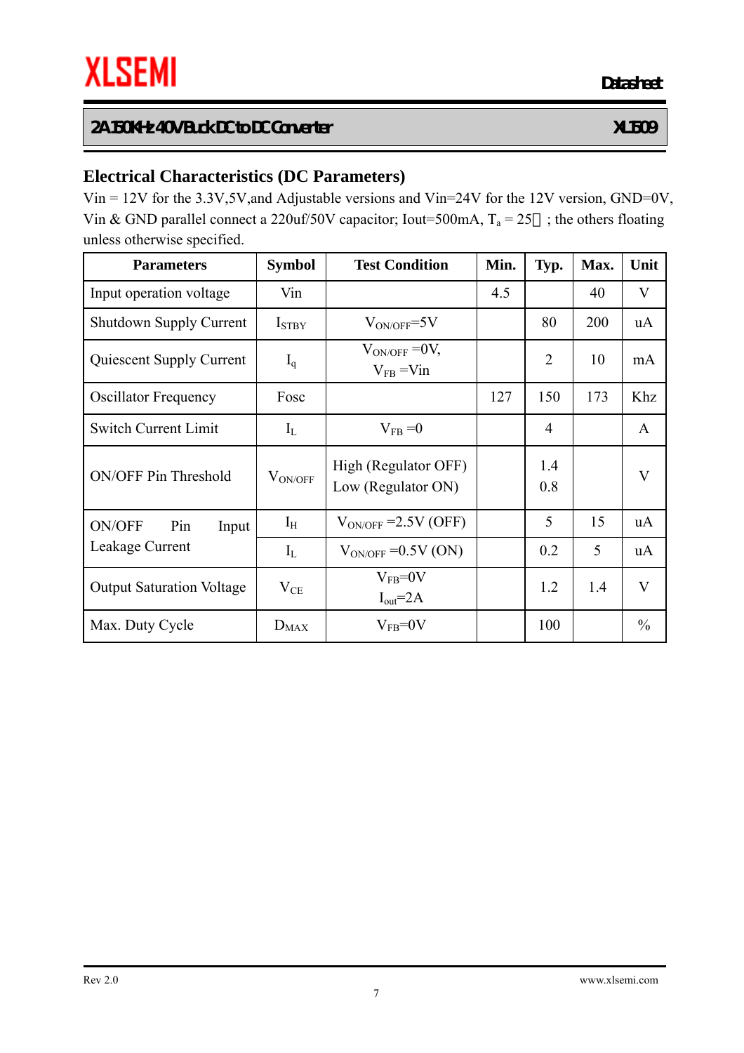## Electrical Characteristics (DC Parameters)

Vin = 12V for the 3.3V,5V,and Adjustable versions and Vin=24V for the 12V version, GND=0V, Vin & GND parallel connect a 220uf/50V capacitor; Iout=500mA, $T_a$ = 25℃ ; the others floating unless otherwise specified.

| Parameters | Symbol | Test Condition | Min. | Typ. | Max. | Unit |
|---|---|---|---|---|---|---|
| Input operation voltage | Vin | | 4.5 | | 40 | V |
| Shutdown Supply Current | $I_{STBY}$ | $V_{ON/OFF}$=5V | | 80 | 200 | uA |
| Quiescent Supply Current | $I_q$ | $V_{ON/OFF}$ =0V, $V_{FB}$ =Vin | | 2 | 10 | mA |
| Oscillator Frequency | Fosc | | 127 | 150 | 173 | Khz |
| Switch Current Limit | $I_L$ | $V_{FB}$ =0 | | 4 | | A |
| ON/OFF Pin Threshold | $V_{ON/OFF}$ | High (Regulator OFF)<br>Low (Regulator ON) | | 1.4<br>0.8 | | V |
| ON/OFF Pin Input Leakage Current | $I_H$ | $V_{ON/OFF}$ =2.5V (OFF) | | 5 | 15 | uA |
| | $I_L$ | $V_{ON/OFF}$ =0.5V (ON) | | 0.2 | 5 | uA |
| Output Saturation Voltage | $V_{CE}$ | $V_{FB}$=0V $I_{out}$=2A | | 1.2 | 1.4 | V |
| Max. Duty Cycle | $D_{MAX}$ | $V_{FB}$=0V | | 100 | | % |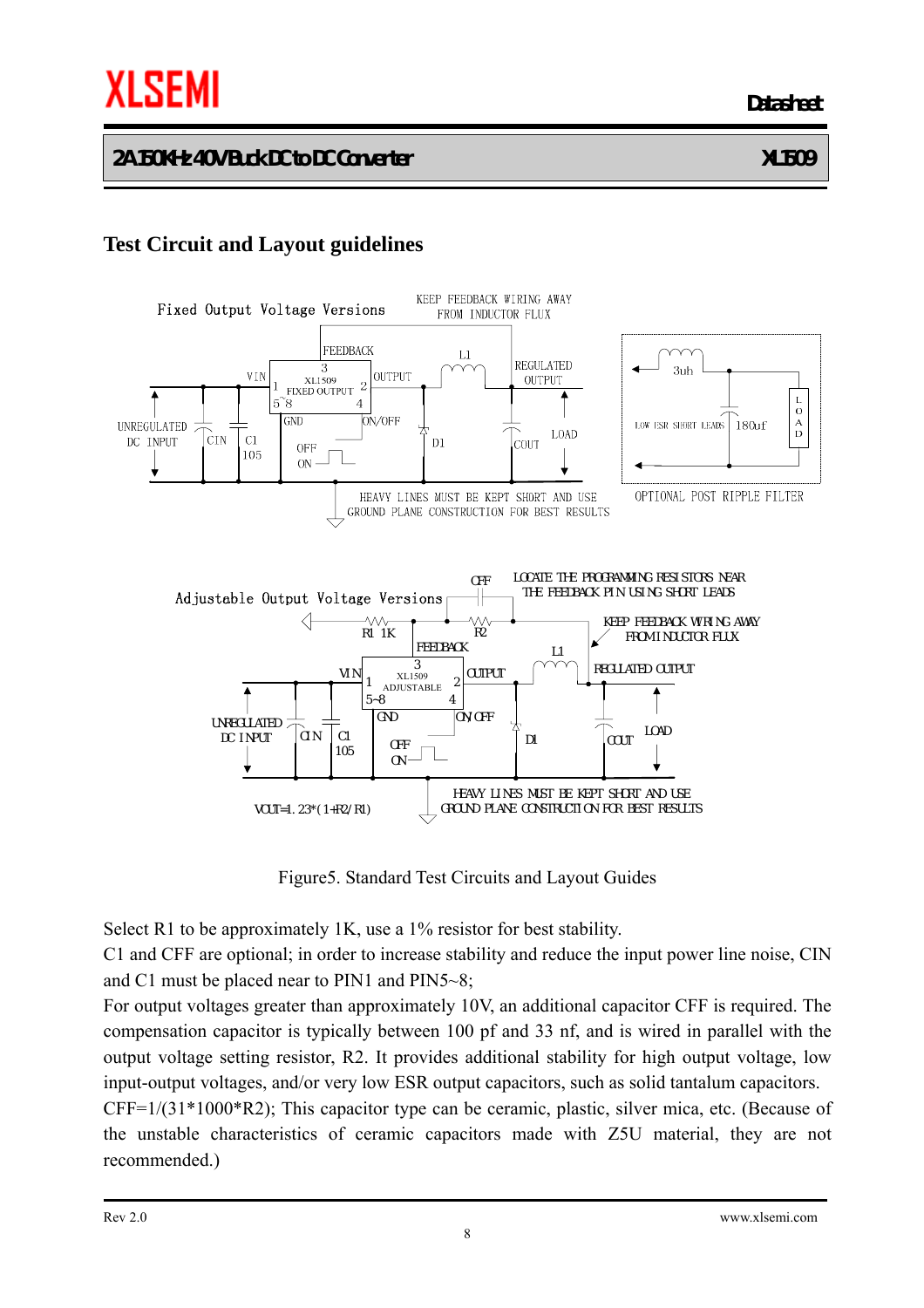## Test Circuit and Layout guidelines

Figure5. Standard Test Circuits and Layout Guides

Select R1 to be approximately 1K, use a 1% resistor for best stability.

C1 and CFF are optional; in order to increase stability and reduce the input power line noise, CIN and C1 must be placed near to PIN1 and PIN5~8;

For output voltages greater than approximately 10V, an additional capacitor CFF is required. The compensation capacitor is typically between 100 pf and 33 nf, and is wired in parallel with the output voltage setting resistor, R2. It provides additional stability for high output voltage, low input-output voltages, and/or very low ESR output capacitors, such as solid tantalum capacitors.

CFF=1/(31*1000*R2); This capacitor type can be ceramic, plastic, silver mica, etc. (Because of the unstable characteristics of ceramic capacitors made with Z5U material, they are not recommended.)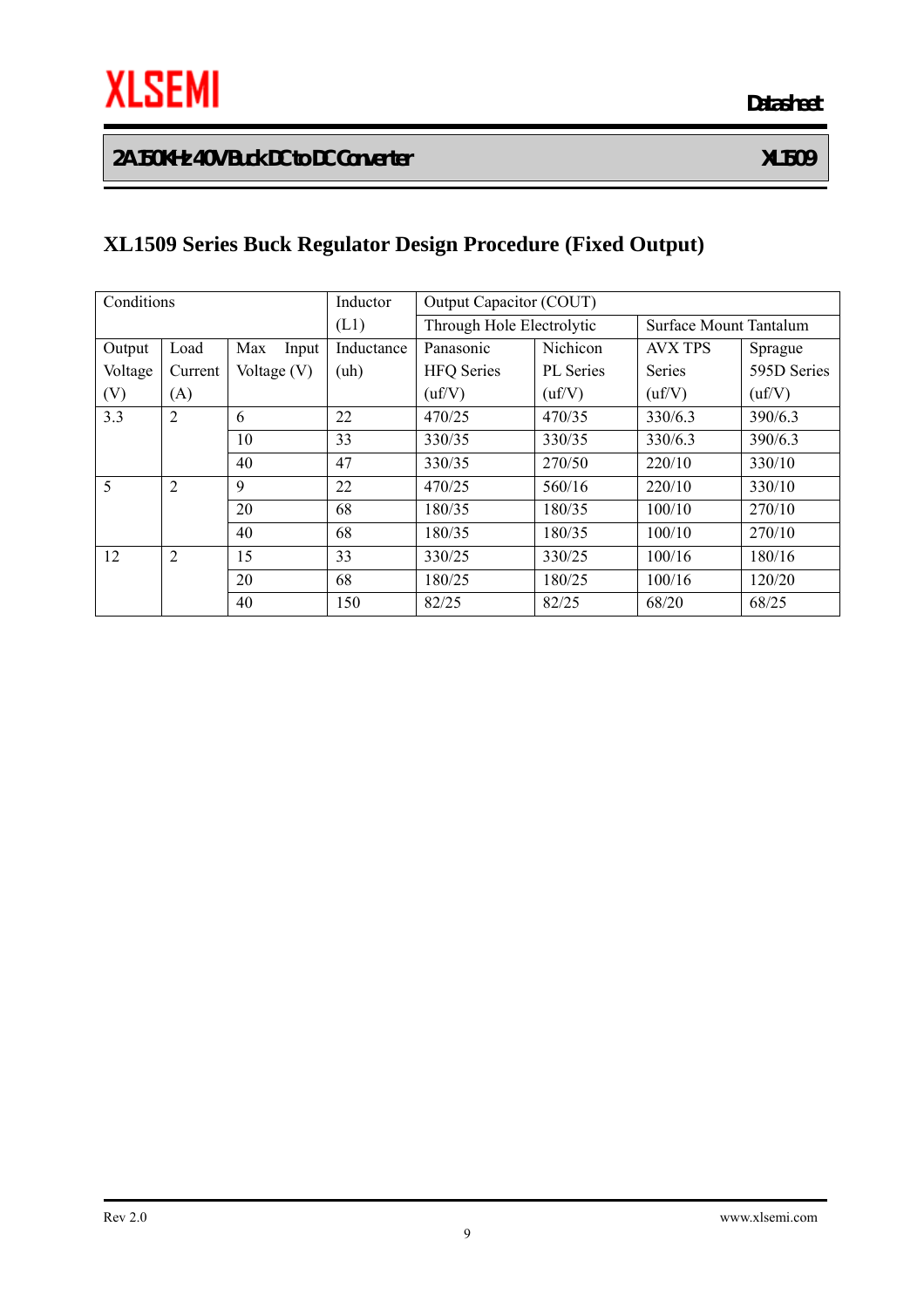## XL1509 Series Buck Regulator Design Procedure (Fixed Output)

| Conditions | | | Inductor (L1) | Output Capacitor (COUT) | | | |
|---|---|---|---|---|---|---|---|
| | | | | Through Hole Electrolytic | | Surface Mount Tantalum | |
| Output Voltage (V) | Load Current (A) | Max Input Voltage (V) | Inductance (uh) | Panasonic HFQ Series (uf/V) | Nichicon PL Series (uf/V) | AVX TPS Series (uf/V) | Sprague 595D Series (uf/V) |
| 3.3 | 2 | 6 | 22 | 470/25 | 470/35 | 330/6.3 | 390/6.3 |
| | | 10 | 33 | 330/35 | 330/35 | 330/6.3 | 390/6.3 |
| | | 40 | 47 | 330/35 | 270/50 | 220/10 | 330/10 |
| 5 | 2 | 9 | 22 | 470/25 | 560/16 | 220/10 | 330/10 |
| | | 20 | 68 | 180/35 | 180/35 | 100/10 | 270/10 |
| | | 40 | 68 | 180/35 | 180/35 | 100/10 | 270/10 |
| 12 | 2 | 15 | 33 | 330/25 | 330/25 | 100/16 | 180/16 |
| | | 20 | 68 | 180/25 | 180/25 | 100/16 | 120/20 |
| | | 40 | 150 | 82/25 | 82/25 | 68/20 | 68/25 |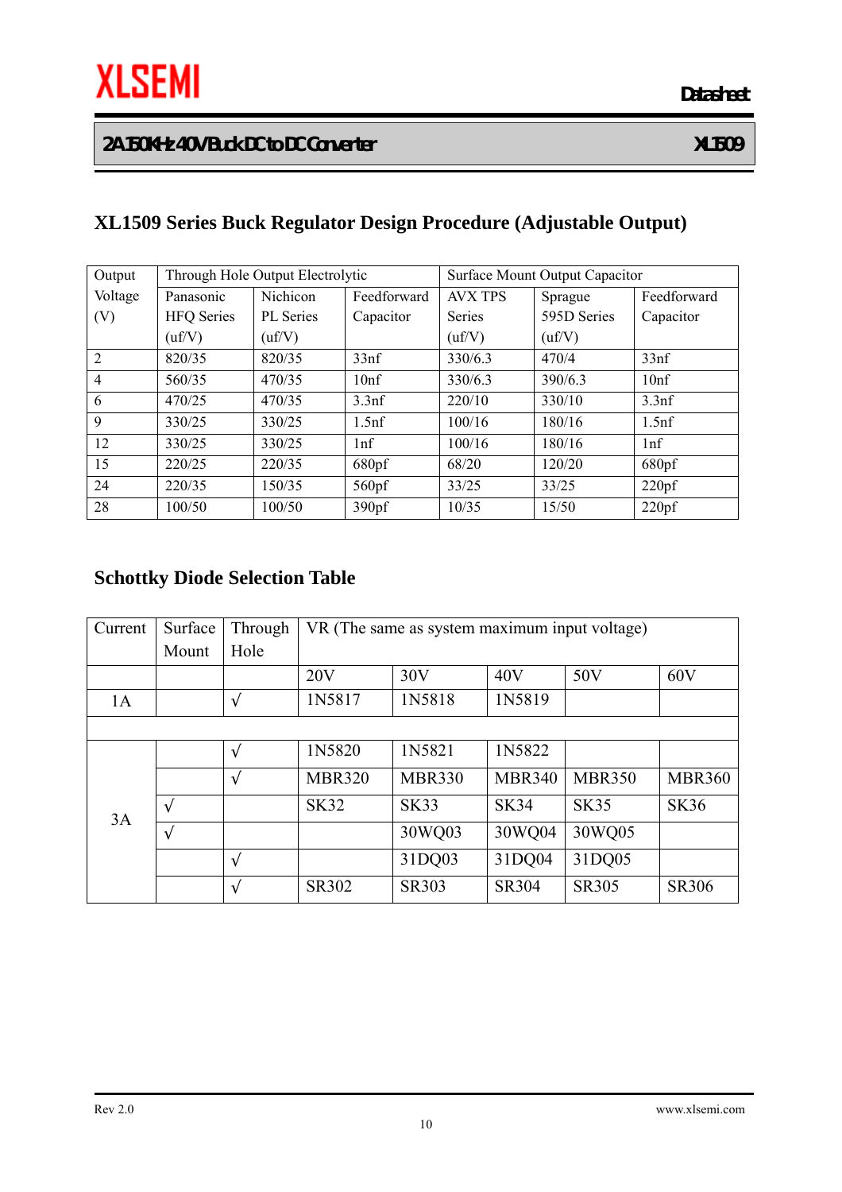## XL1509 Series Buck Regulator Design Procedure (Adjustable Output)

| Output Voltage (V) | Through Hole Output Electrolytic | | | Surface Mount Output Capacitor | | |
|---|---|---|---|---|---|---|
| | Panasonic HFQ Series (uf/V) | Nichicon PL Series (uf/V) | Feedforward Capacitor | AVX TPS Series (uf/V) | Sprague 595D Series (uf/V) | Feedforward Capacitor |
| 2 | 820/35 | 820/35 | 33nf | 330/6.3 | 470/4 | 33nf |
| 4 | 560/35 | 470/35 | 10nf | 330/6.3 | 390/6.3 | 10nf |
| 6 | 470/25 | 470/35 | 3.3nf | 220/10 | 330/10 | 3.3nf |
| 9 | 330/25 | 330/25 | 1.5nf | 100/16 | 180/16 | 1.5nf |
| 12 | 330/25 | 330/25 | 1nf | 100/16 | 180/16 | 1nf |
| 15 | 220/25 | 220/35 | 680pf | 68/20 | 120/20 | 680pf |
| 24 | 220/35 | 150/35 | 560pf | 33/25 | 33/25 | 220pf |
| 28 | 100/50 | 100/50 | 390pf | 10/35 | 15/50 | 220pf |

## Schottky Diode Selection Table

| Current | Surface Mount | Through Hole | VR (The same as system maximum input voltage) | | | | |
|---|---|---|---|---|---|---|---|
| | | | 20V | 30V | 40V | 50V | 60V |
| 1A | | √ | 1N5817 | 1N5818 | 1N5819 | | |
| | | | | | | | |
| 3A | | √ | 1N5820 | 1N5821 | 1N5822 | | |
| | | √ | MBR320 | MBR330 | MBR340 | MBR350 | MBR360 |
| | √ | | SK32 | SK33 | SK34 | SK35 | SK36 |
| | √ | | | 30WQ03 | 30WQ04 | 30WQ05 | |
| | | √ | | 31DQ03 | 31DQ04 | 31DQ05 | |
| | | √ | SR302 | SR303 | SR304 | SR305 | SR306 |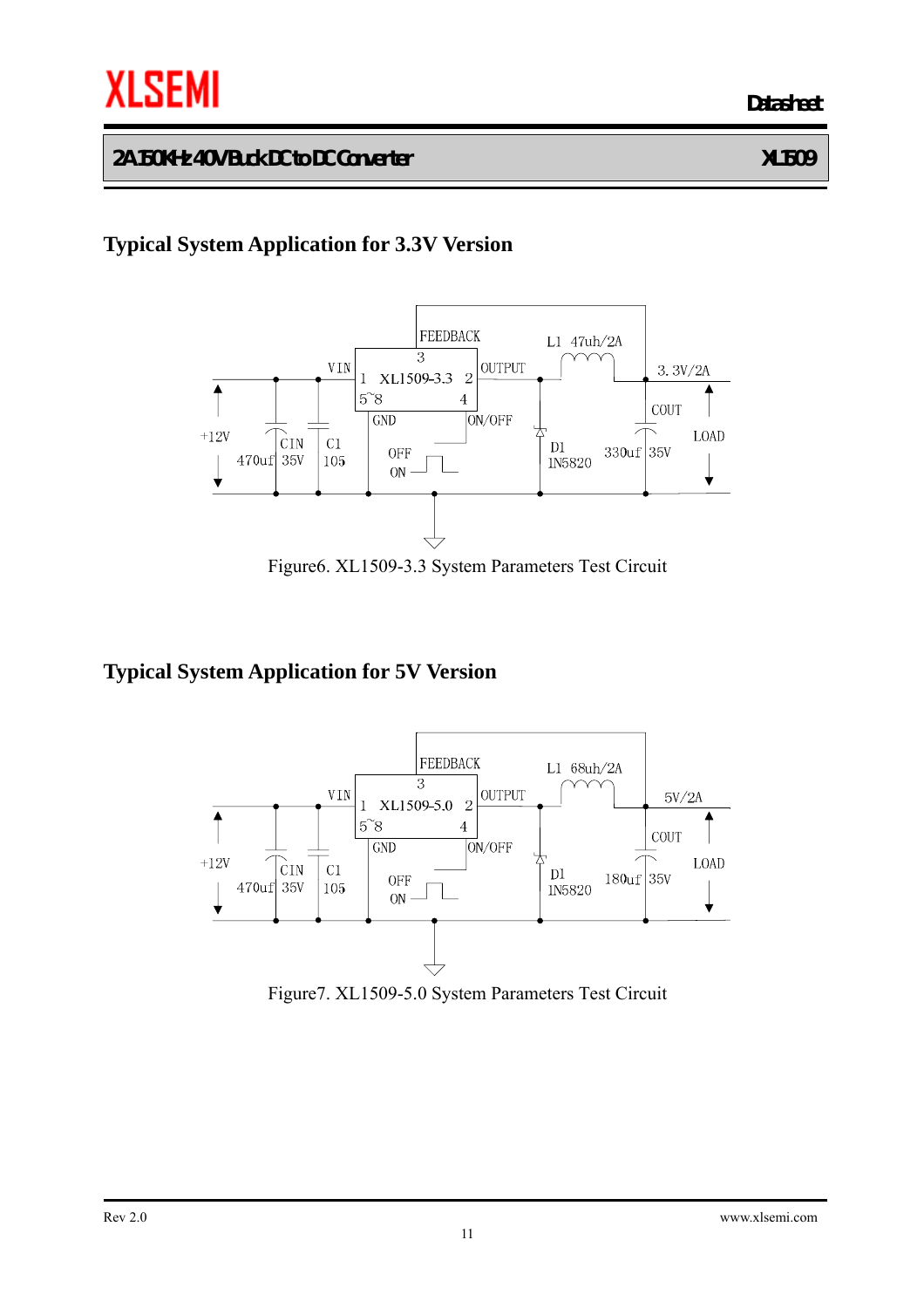## Typical System Application for 3.3V Version

Figure6. XL1509-3.3 System Parameters Test Circuit

## Typical System Application for 5V Version

Figure7. XL1509-5.0 System Parameters Test Circuit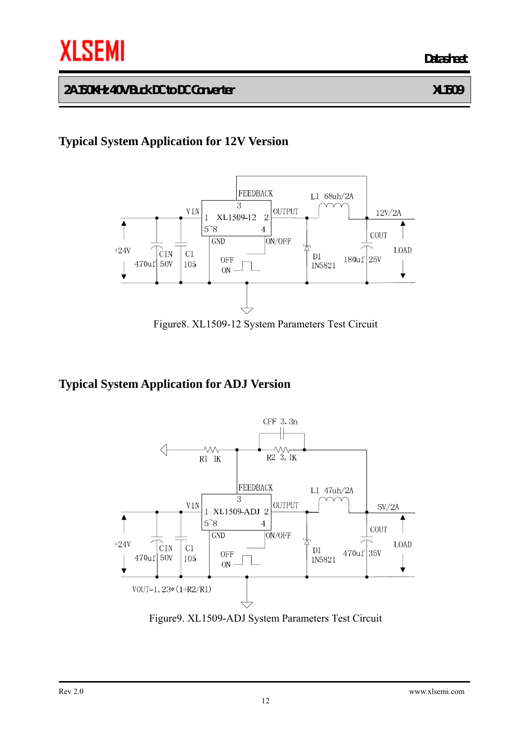## Typical System Application for 12V Version

Figure8. XL1509-12 System Parameters Test Circuit

## Typical System Application for ADJ Version

Figure9. XL1509-ADJ System Parameters Test Circuit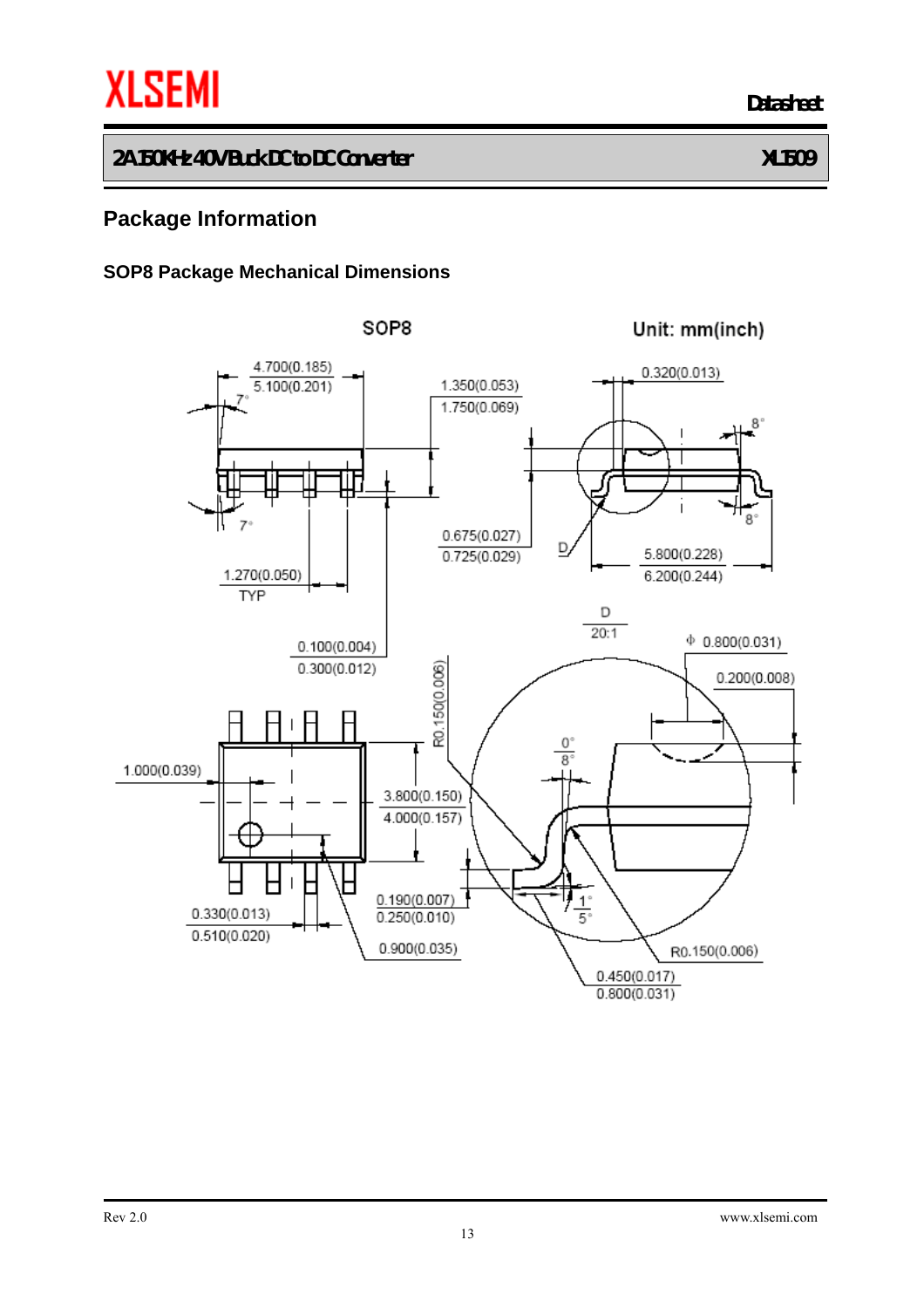## Package Information

### SOP8 Package Mechanical Dimensions

SOP8

Unit: mm(inch)

4.700(0.185)
5.100(0.201)

7°

1.350(0.053)
1.750(0.069)

0.320(0.013)

8°

7°

0.675(0.027)
0.725(0.029)

D

8°

5.800(0.228)
6.200(0.244)

1.270(0.050)
TYP

D
20:1

Φ 0.800(0.031)

0.100(0.004)
0.300(0.012)

R0.150(0.006)

0.200(0.008)

0°
8°

1.000(0.039)

3.800(0.150)
4.000(0.157)

0.190(0.007)
0.250(0.010)

1°
5°

0.330(0.013)
0.510(0.020)

0.900(0.035)

R0.150(0.006)

0.450(0.017)
0.800(0.031)